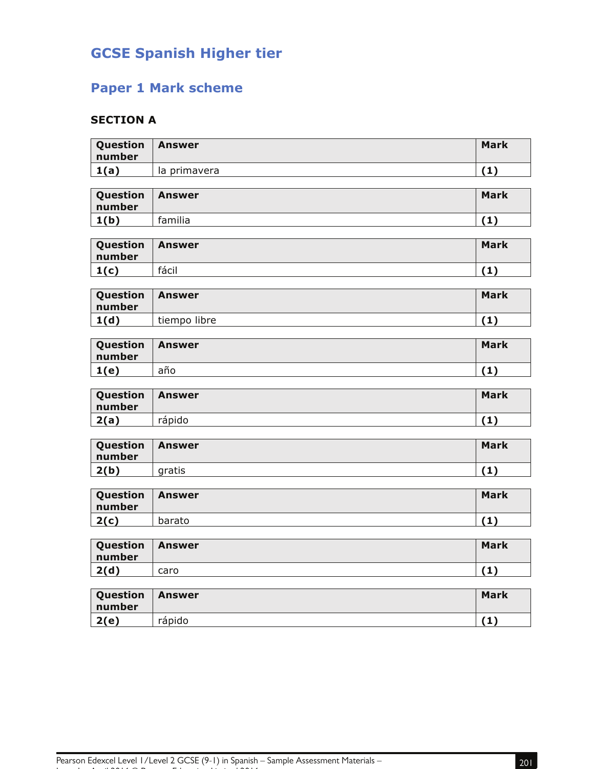# GCSE Spanish Higher tier

## Paper 1 Mark scheme

### SECTION A

| Question number | Answer | Mark |
|---|---|---|
| **1(a)** | la primavera | **(1)** |

| Question number | Answer | Mark |
|---|---|---|
| **1(b)** | familia | **(1)** |

| Question number | Answer | Mark |
|---|---|---|
| **1(c)** | fácil | **(1)** |

| Question number | Answer | Mark |
|---|---|---|
| **1(d)** | tiempo libre | **(1)** |

| Question number | Answer | Mark |
|---|---|---|
| **1(e)** | año | **(1)** |

| Question number | Answer | Mark |
|---|---|---|
| **2(a)** | rápido | **(1)** |

| Question number | Answer | Mark |
|---|---|---|
| **2(b)** | gratis | **(1)** |

| Question number | Answer | Mark |
|---|---|---|
| **2(c)** | barato | **(1)** |

| Question number | Answer | Mark |
|---|---|---|
| **2(d)** | caro | **(1)** |

| Question number | Answer | Mark |
|---|---|---|
| **2(e)** | rápido | **(1)** |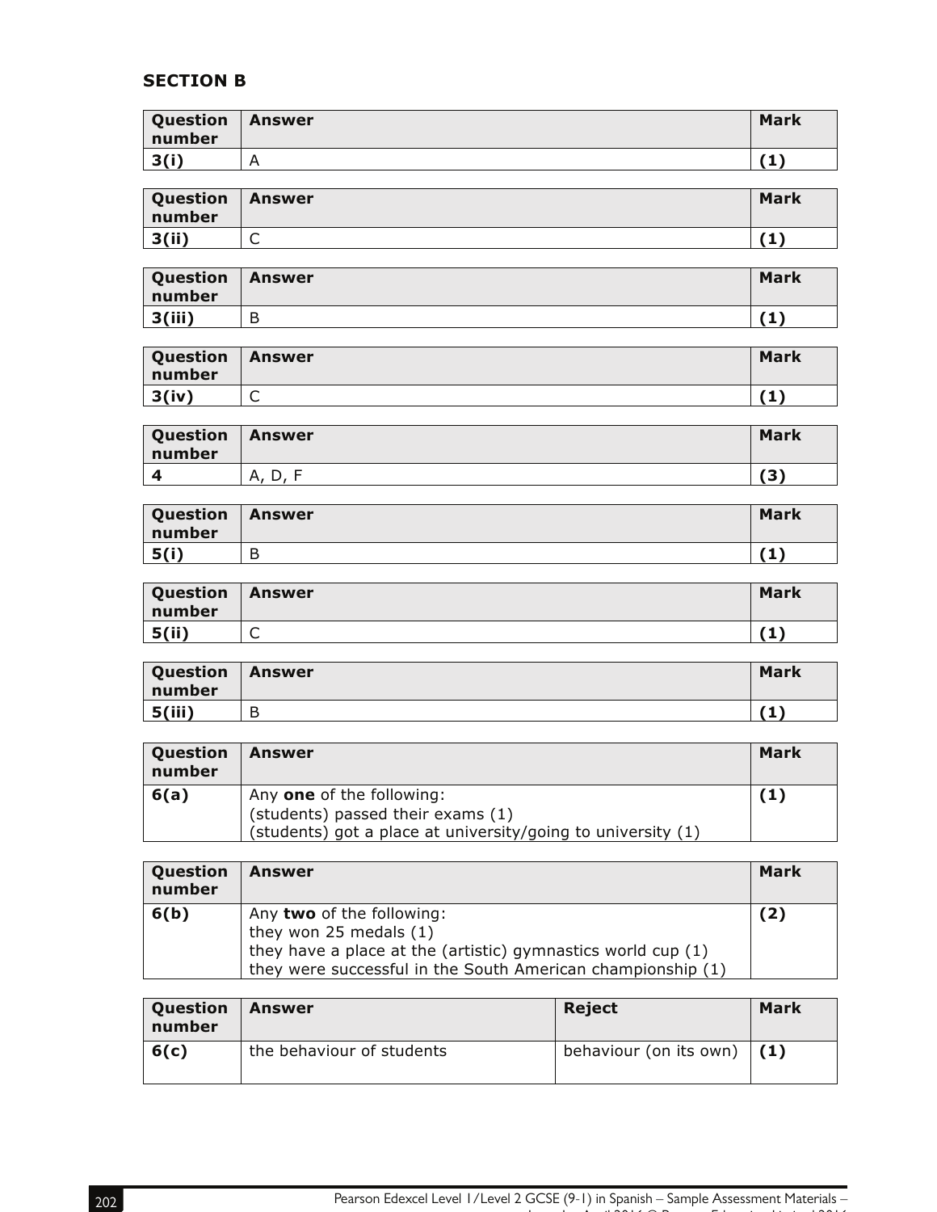## SECTION B

| Question number | Answer | Mark |
|---|---|---|
| 3(i) | A | (1) |

| Question number | Answer | Mark |
|---|---|---|
| 3(ii) | C | (1) |

| Question number | Answer | Mark |
|---|---|---|
| 3(iii) | B | (1) |

| Question number | Answer | Mark |
|---|---|---|
| 3(iv) | C | (1) |

| Question number | Answer | Mark |
|---|---|---|
| 4 | A, D, F | (3) |

| Question number | Answer | Mark |
|---|---|---|
| 5(i) | B | (1) |

| Question number | Answer | Mark |
|---|---|---|
| 5(ii) | C | (1) |

| Question number | Answer | Mark |
|---|---|---|
| 5(iii) | B | (1) |

| Question number | Answer | Mark |
|---|---|---|
| 6(a) | Any **one** of the following:<br>(students) passed their exams (1)<br>(students) got a place at university/going to university (1) | (1) |

| Question number | Answer | Mark |
|---|---|---|
| 6(b) | Any **two** of the following:<br>they won 25 medals (1)<br>they have a place at the (artistic) gymnastics world cup (1)<br>they were successful in the South American championship (1) | (2) |

| Question number | Answer | Reject | Mark |
|---|---|---|---|
| 6(c) | the behaviour of students | behaviour (on its own) | (1) |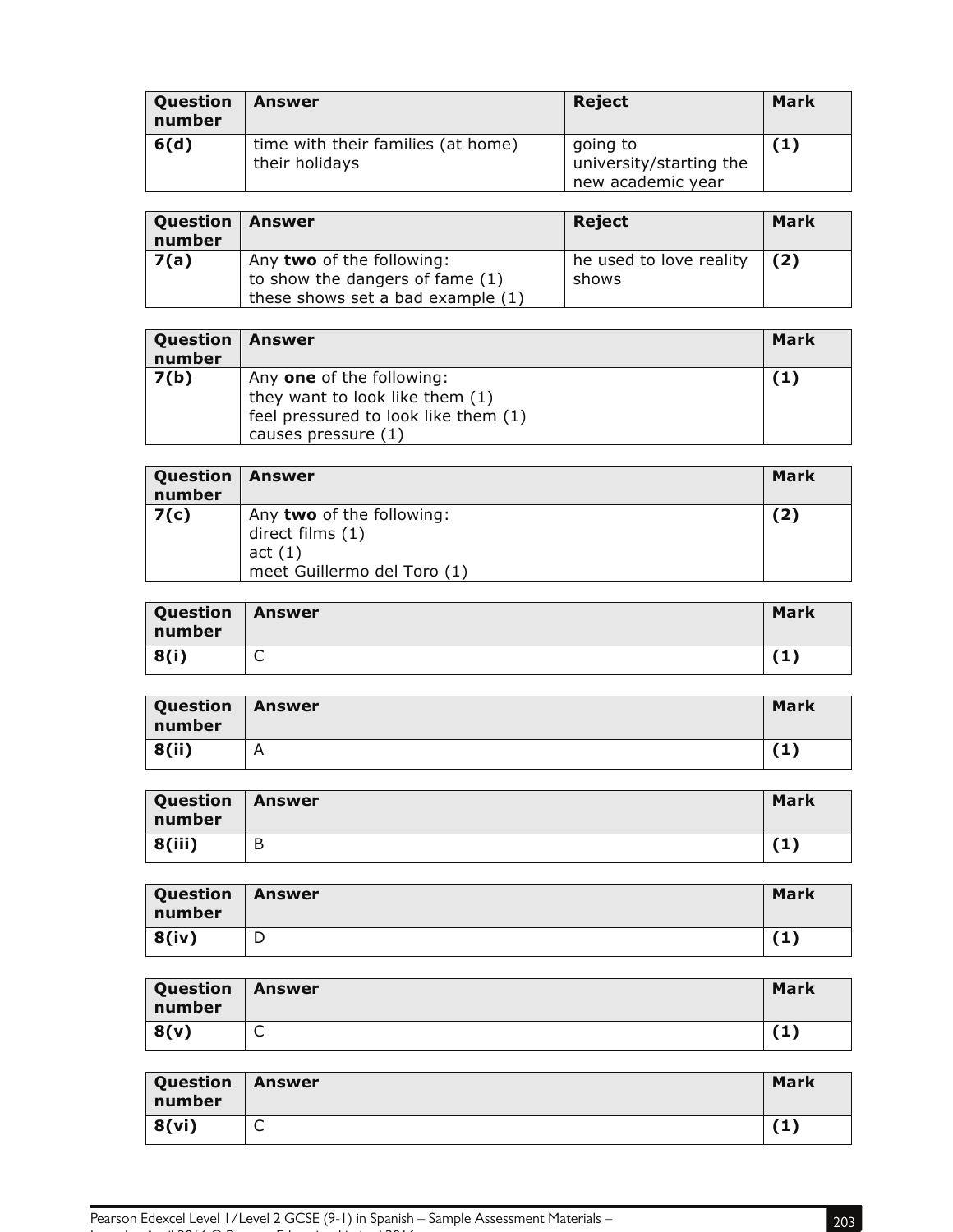| Question number | Answer | Reject | Mark |
| --- | --- | --- | --- |
| **6(d)** | time with their families (at home)<br>their holidays | going to university/starting the new academic year | **(1)** |

| Question number | Answer | Reject | Mark |
| --- | --- | --- | --- |
| **7(a)** | Any **two** of the following:<br>to show the dangers of fame (1)<br>these shows set a bad example (1) | he used to love reality shows | **(2)** |

| Question number | Answer | Mark |
| --- | --- | --- |
| **7(b)** | Any **one** of the following:<br>they want to look like them (1)<br>feel pressured to look like them (1)<br>causes pressure (1) | **(1)** |

| Question number | Answer | Mark |
| --- | --- | --- |
| **7(c)** | Any **two** of the following:<br>direct films (1)<br>act (1)<br>meet Guillermo del Toro (1) | **(2)** |

| Question number | Answer | Mark |
| --- | --- | --- |
| **8(i)** | C | **(1)** |

| Question number | Answer | Mark |
| --- | --- | --- |
| **8(ii)** | A | **(1)** |

| Question number | Answer | Mark |
| --- | --- | --- |
| **8(iii)** | B | **(1)** |

| Question number | Answer | Mark |
| --- | --- | --- |
| **8(iv)** | D | **(1)** |

| Question number | Answer | Mark |
| --- | --- | --- |
| **8(v)** | C | **(1)** |

| Question number | Answer | Mark |
| --- | --- | --- |
| **8(vi)** | C | **(1)** |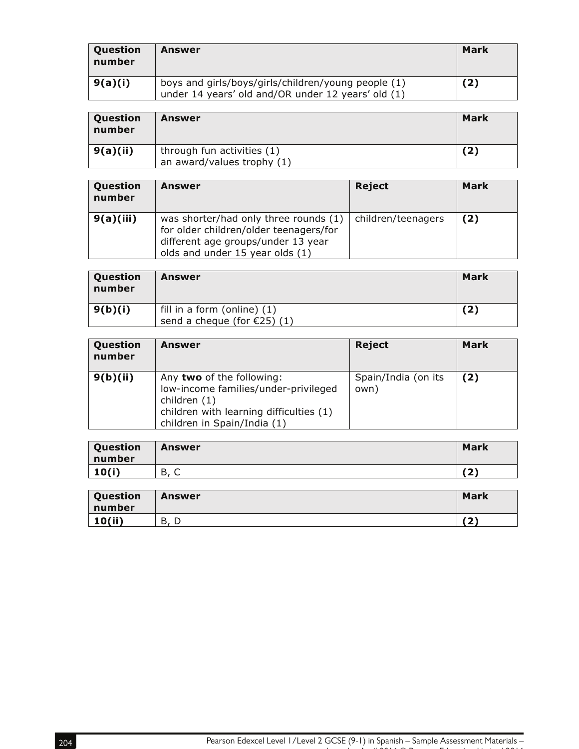| Question number | Answer | Mark |
| --- | --- | --- |
| **9(a)(i)** | boys and girls/boys/girls/children/young people (1)<br>under 14 years' old and/OR under 12 years' old (1) | **(2)** |

| Question number | Answer | Mark |
| --- | --- | --- |
| **9(a)(ii)** | through fun activities (1)<br>an award/values trophy (1) | **(2)** |

| Question number | Answer | Reject | Mark |
| --- | --- | --- | --- |
| **9(a)(iii)** | was shorter/had only three rounds (1)<br>for older children/older teenagers/for different age groups/under 13 year olds and under 15 year olds (1) | children/teenagers | **(2)** |

| Question number | Answer | Mark |
| --- | --- | --- |
| **9(b)(i)** | fill in a form (online) (1)<br>send a cheque (for €25) (1) | **(2)** |

| Question number | Answer | Reject | Mark |
| --- | --- | --- | --- |
| **9(b)(ii)** | Any **two** of the following:<br>low-income families/under-privileged children (1)<br>children with learning difficulties (1)<br>children in Spain/India (1) | Spain/India (on its own) | **(2)** |

| Question number | Answer | Mark |
| --- | --- | --- |
| **10(i)** | B, C | **(2)** |

| Question number | Answer | Mark |
| --- | --- | --- |
| **10(ii)** | B, D | **(2)** |